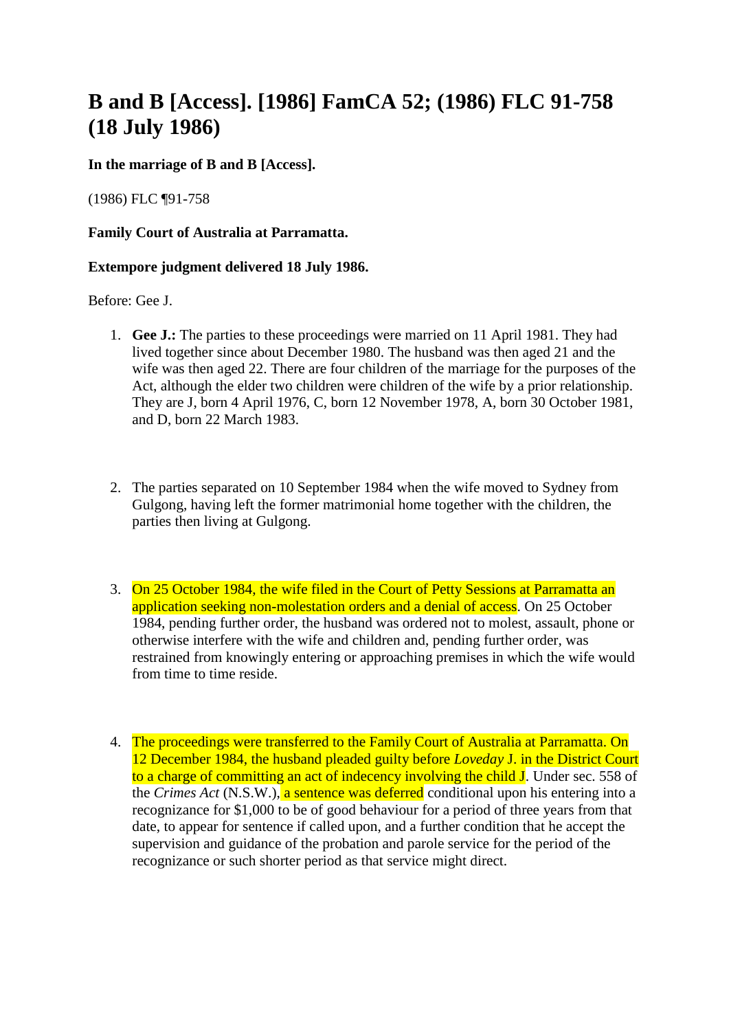# B and B [Access]. [1986] FamCA 52; (1986) FLC 91-758 (18 July 1986)

**In the marriage of B and B [Access].**

(1986) FLC ¶91-758

**Family Court of Australia at Parramatta.**

**Extempore judgment delivered 18 July 1986.**

Before: Gee J.

1. **Gee J.:** The parties to these proceedings were married on 11 April 1981. They had lived together since about December 1980. The husband was then aged 21 and the wife was then aged 22. There are four children of the marriage for the purposes of the Act, although the elder two children were children of the wife by a prior relationship. They are J, born 4 April 1976, C, born 12 November 1978, A, born 30 October 1981, and D, born 22 March 1983.

2. The parties separated on 10 September 1984 when the wife moved to Sydney from Gulgong, having left the former matrimonial home together with the children, the parties then living at Gulgong.

3. On 25 October 1984, the wife filed in the Court of Petty Sessions at Parramatta an application seeking non-molestation orders and a denial of access. On 25 October 1984, pending further order, the husband was ordered not to molest, assault, phone or otherwise interfere with the wife and children and, pending further order, was restrained from knowingly entering or approaching premises in which the wife would from time to time reside.

4. The proceedings were transferred to the Family Court of Australia at Parramatta. On 12 December 1984, the husband pleaded guilty before *Loveday* J. in the District Court to a charge of committing an act of indecency involving the child J. Under sec. 558 of the *Crimes Act* (N.S.W.), a sentence was deferred conditional upon his entering into a recognizance for $1,000 to be of good behaviour for a period of three years from that date, to appear for sentence if called upon, and a further condition that he accept the supervision and guidance of the probation and parole service for the period of the recognizance or such shorter period as that service might direct.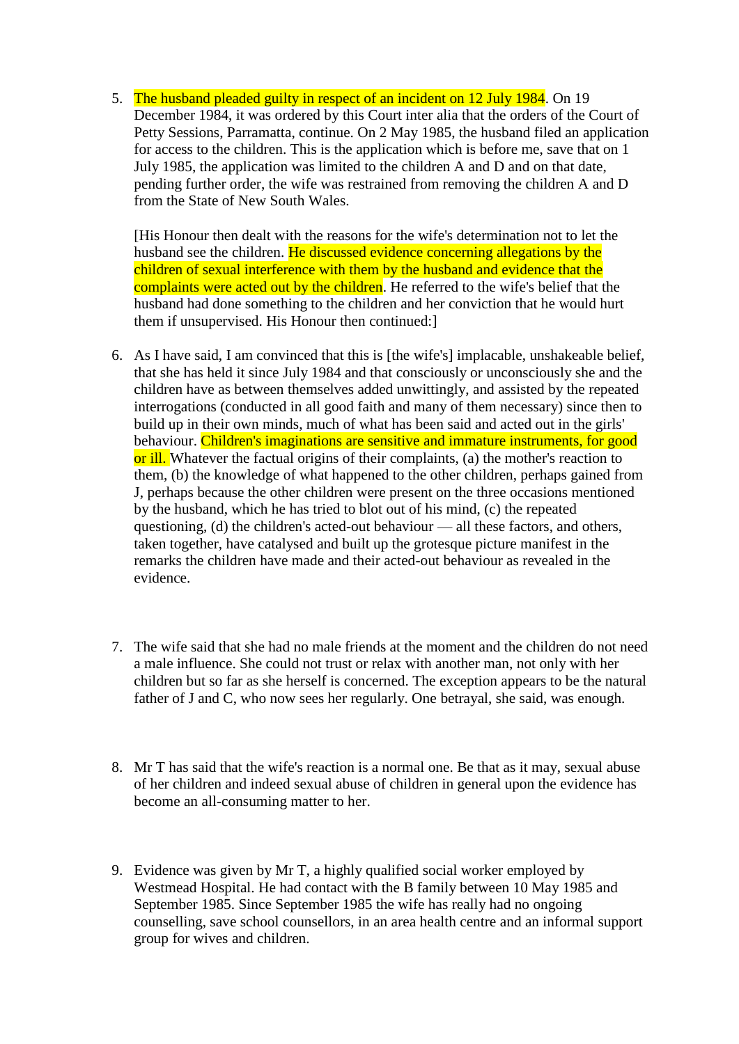5. The husband pleaded guilty in respect of an incident on 12 July 1984. On 19 December 1984, it was ordered by this Court inter alia that the orders of the Court of Petty Sessions, Parramatta, continue. On 2 May 1985, the husband filed an application for access to the children. This is the application which is before me, save that on 1 July 1985, the application was limited to the children A and D and on that date, pending further order, the wife was restrained from removing the children A and D from the State of New South Wales.

   [His Honour then dealt with the reasons for the wife's determination not to let the husband see the children. He discussed evidence concerning allegations by the children of sexual interference with them by the husband and evidence that the complaints were acted out by the children. He referred to the wife's belief that the husband had done something to the children and her conviction that he would hurt them if unsupervised. His Honour then continued:]

6. As I have said, I am convinced that this is [the wife's] implacable, unshakeable belief, that she has held it since July 1984 and that consciously or unconsciously she and the children have as between themselves added unwittingly, and assisted by the repeated interrogations (conducted in all good faith and many of them necessary) since then to build up in their own minds, much of what has been said and acted out in the girls' behaviour. Children's imaginations are sensitive and immature instruments, for good or ill. Whatever the factual origins of their complaints, (a) the mother's reaction to them, (b) the knowledge of what happened to the other children, perhaps gained from J, perhaps because the other children were present on the three occasions mentioned by the husband, which he has tried to blot out of his mind, (c) the repeated questioning, (d) the children's acted-out behaviour — all these factors, and others, taken together, have catalysed and built up the grotesque picture manifest in the remarks the children have made and their acted-out behaviour as revealed in the evidence.

7. The wife said that she had no male friends at the moment and the children do not need a male influence. She could not trust or relax with another man, not only with her children but so far as she herself is concerned. The exception appears to be the natural father of J and C, who now sees her regularly. One betrayal, she said, was enough.

8. Mr T has said that the wife's reaction is a normal one. Be that as it may, sexual abuse of her children and indeed sexual abuse of children in general upon the evidence has become an all-consuming matter to her.

9. Evidence was given by Mr T, a highly qualified social worker employed by Westmead Hospital. He had contact with the B family between 10 May 1985 and September 1985. Since September 1985 the wife has really had no ongoing counselling, save school counsellors, in an area health centre and an informal support group for wives and children.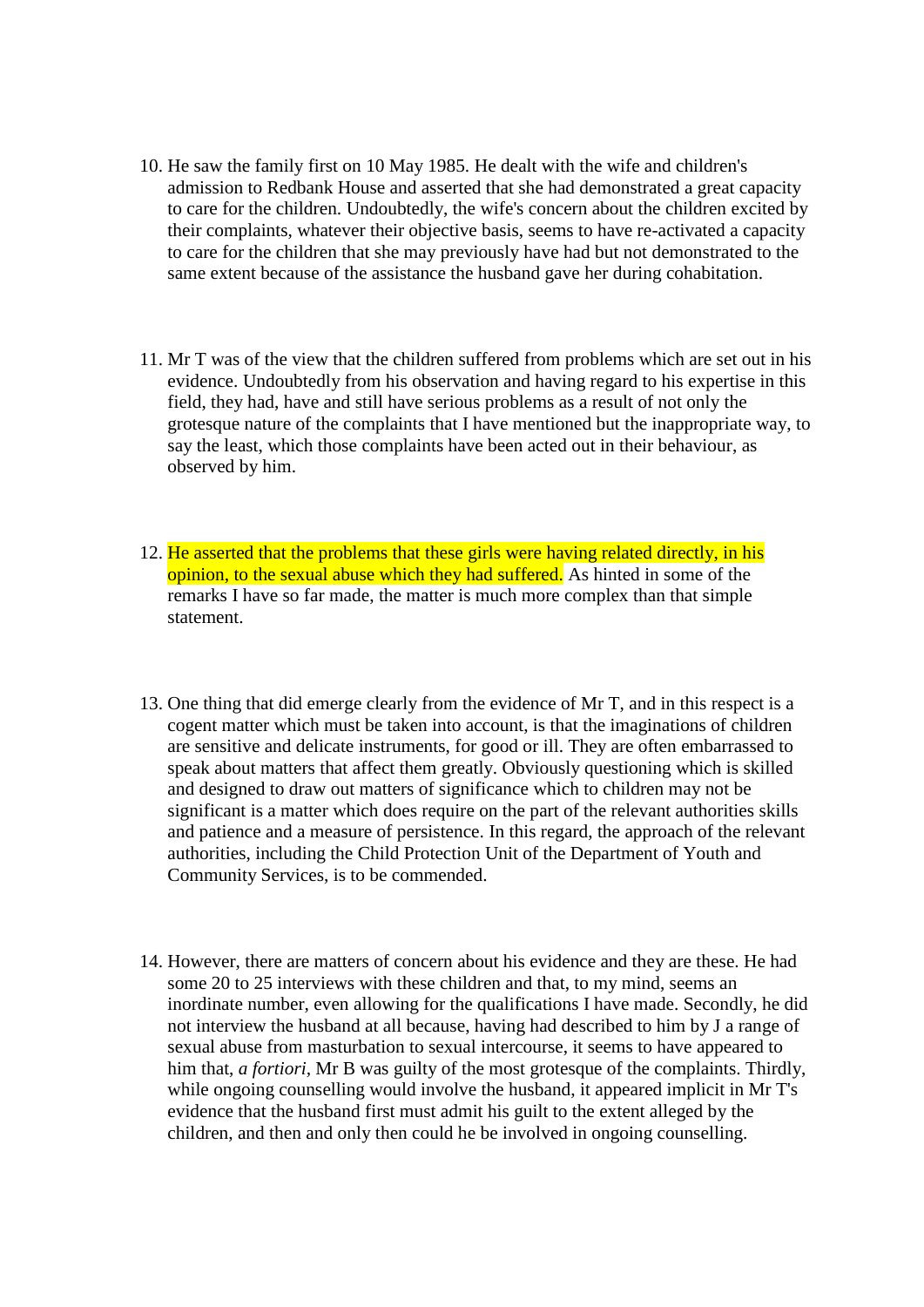10. He saw the family first on 10 May 1985. He dealt with the wife and children's admission to Redbank House and asserted that she had demonstrated a great capacity to care for the children. Undoubtedly, the wife's concern about the children excited by their complaints, whatever their objective basis, seems to have re-activated a capacity to care for the children that she may previously have had but not demonstrated to the same extent because of the assistance the husband gave her during cohabitation.

11. Mr T was of the view that the children suffered from problems which are set out in his evidence. Undoubtedly from his observation and having regard to his expertise in this field, they had, have and still have serious problems as a result of not only the grotesque nature of the complaints that I have mentioned but the inappropriate way, to say the least, which those complaints have been acted out in their behaviour, as observed by him.

12. He asserted that the problems that these girls were having related directly, in his opinion, to the sexual abuse which they had suffered. As hinted in some of the remarks I have so far made, the matter is much more complex than that simple statement.

13. One thing that did emerge clearly from the evidence of Mr T, and in this respect is a cogent matter which must be taken into account, is that the imaginations of children are sensitive and delicate instruments, for good or ill. They are often embarrassed to speak about matters that affect them greatly. Obviously questioning which is skilled and designed to draw out matters of significance which to children may not be significant is a matter which does require on the part of the relevant authorities skills and patience and a measure of persistence. In this regard, the approach of the relevant authorities, including the Child Protection Unit of the Department of Youth and Community Services, is to be commended.

14. However, there are matters of concern about his evidence and they are these. He had some 20 to 25 interviews with these children and that, to my mind, seems an inordinate number, even allowing for the qualifications I have made. Secondly, he did not interview the husband at all because, having had described to him by J a range of sexual abuse from masturbation to sexual intercourse, it seems to have appeared to him that, *a fortiori*, Mr B was guilty of the most grotesque of the complaints. Thirdly, while ongoing counselling would involve the husband, it appeared implicit in Mr T's evidence that the husband first must admit his guilt to the extent alleged by the children, and then and only then could he be involved in ongoing counselling.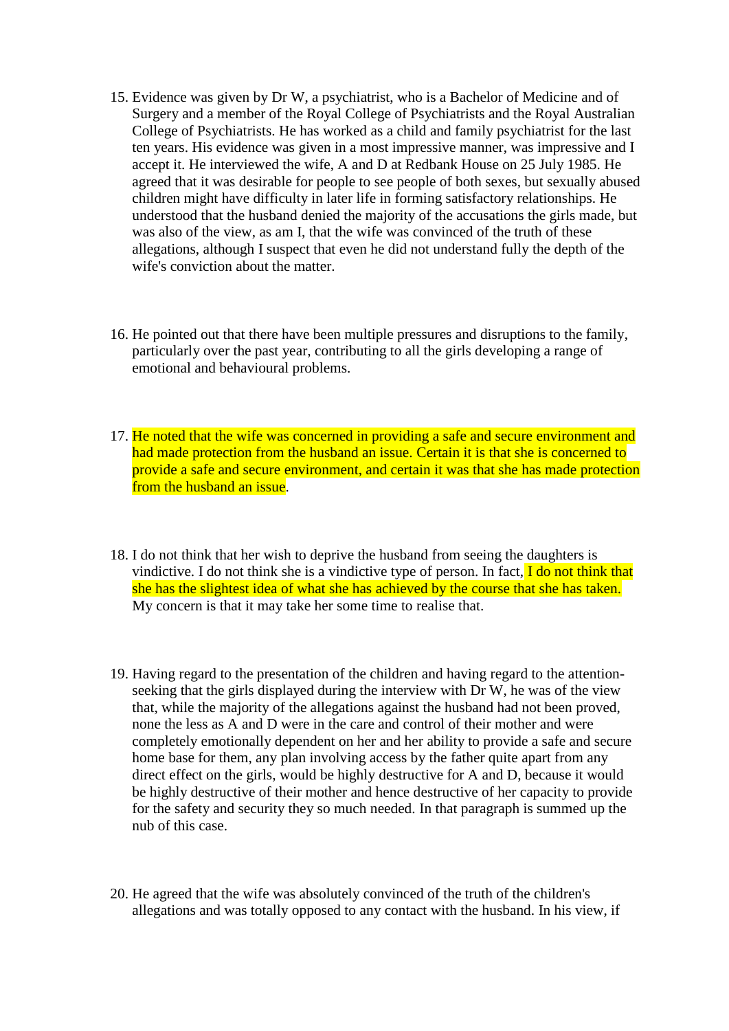15. Evidence was given by Dr W, a psychiatrist, who is a Bachelor of Medicine and of Surgery and a member of the Royal College of Psychiatrists and the Royal Australian College of Psychiatrists. He has worked as a child and family psychiatrist for the last ten years. His evidence was given in a most impressive manner, was impressive and I accept it. He interviewed the wife, A and D at Redbank House on 25 July 1985. He agreed that it was desirable for people to see people of both sexes, but sexually abused children might have difficulty in later life in forming satisfactory relationships. He understood that the husband denied the majority of the accusations the girls made, but was also of the view, as am I, that the wife was convinced of the truth of these allegations, although I suspect that even he did not understand fully the depth of the wife's conviction about the matter.

16. He pointed out that there have been multiple pressures and disruptions to the family, particularly over the past year, contributing to all the girls developing a range of emotional and behavioural problems.

17. He noted that the wife was concerned in providing a safe and secure environment and had made protection from the husband an issue. Certain it is that she is concerned to provide a safe and secure environment, and certain it was that she has made protection from the husband an issue.

18. I do not think that her wish to deprive the husband from seeing the daughters is vindictive. I do not think she is a vindictive type of person. In fact, I do not think that she has the slightest idea of what she has achieved by the course that she has taken. My concern is that it may take her some time to realise that.

19. Having regard to the presentation of the children and having regard to the attention-seeking that the girls displayed during the interview with Dr W, he was of the view that, while the majority of the allegations against the husband had not been proved, none the less as A and D were in the care and control of their mother and were completely emotionally dependent on her and her ability to provide a safe and secure home base for them, any plan involving access by the father quite apart from any direct effect on the girls, would be highly destructive for A and D, because it would be highly destructive of their mother and hence destructive of her capacity to provide for the safety and security they so much needed. In that paragraph is summed up the nub of this case.

20. He agreed that the wife was absolutely convinced of the truth of the children's allegations and was totally opposed to any contact with the husband. In his view, if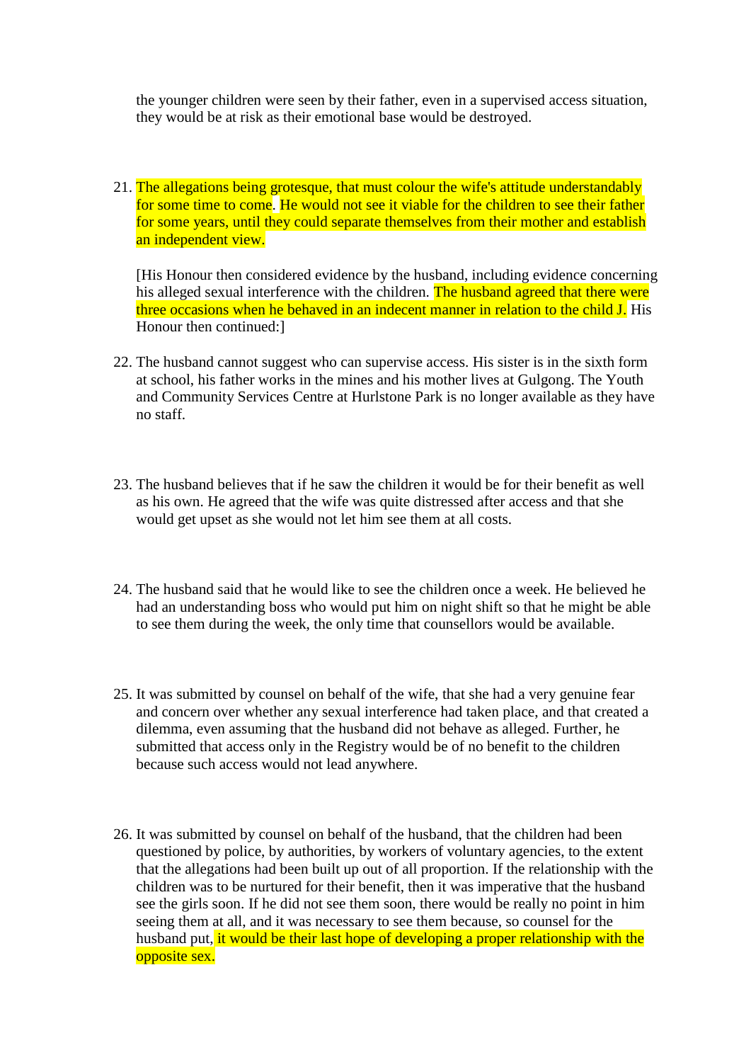the younger children were seen by their father, even in a supervised access situation, they would be at risk as their emotional base would be destroyed.

21. The allegations being grotesque, that must colour the wife's attitude understandably for some time to come. He would not see it viable for the children to see their father for some years, until they could separate themselves from their mother and establish an independent view.

    [His Honour then considered evidence by the husband, including evidence concerning his alleged sexual interference with the children. The husband agreed that there were three occasions when he behaved in an indecent manner in relation to the child J. His Honour then continued:]

22. The husband cannot suggest who can supervise access. His sister is in the sixth form at school, his father works in the mines and his mother lives at Gulgong. The Youth and Community Services Centre at Hurlstone Park is no longer available as they have no staff.

23. The husband believes that if he saw the children it would be for their benefit as well as his own. He agreed that the wife was quite distressed after access and that she would get upset as she would not let him see them at all costs.

24. The husband said that he would like to see the children once a week. He believed he had an understanding boss who would put him on night shift so that he might be able to see them during the week, the only time that counsellors would be available.

25. It was submitted by counsel on behalf of the wife, that she had a very genuine fear and concern over whether any sexual interference had taken place, and that created a dilemma, even assuming that the husband did not behave as alleged. Further, he submitted that access only in the Registry would be of no benefit to the children because such access would not lead anywhere.

26. It was submitted by counsel on behalf of the husband, that the children had been questioned by police, by authorities, by workers of voluntary agencies, to the extent that the allegations had been built up out of all proportion. If the relationship with the children was to be nurtured for their benefit, then it was imperative that the husband see the girls soon. If he did not see them soon, there would be really no point in him seeing them at all, and it was necessary to see them because, so counsel for the husband put, it would be their last hope of developing a proper relationship with the opposite sex.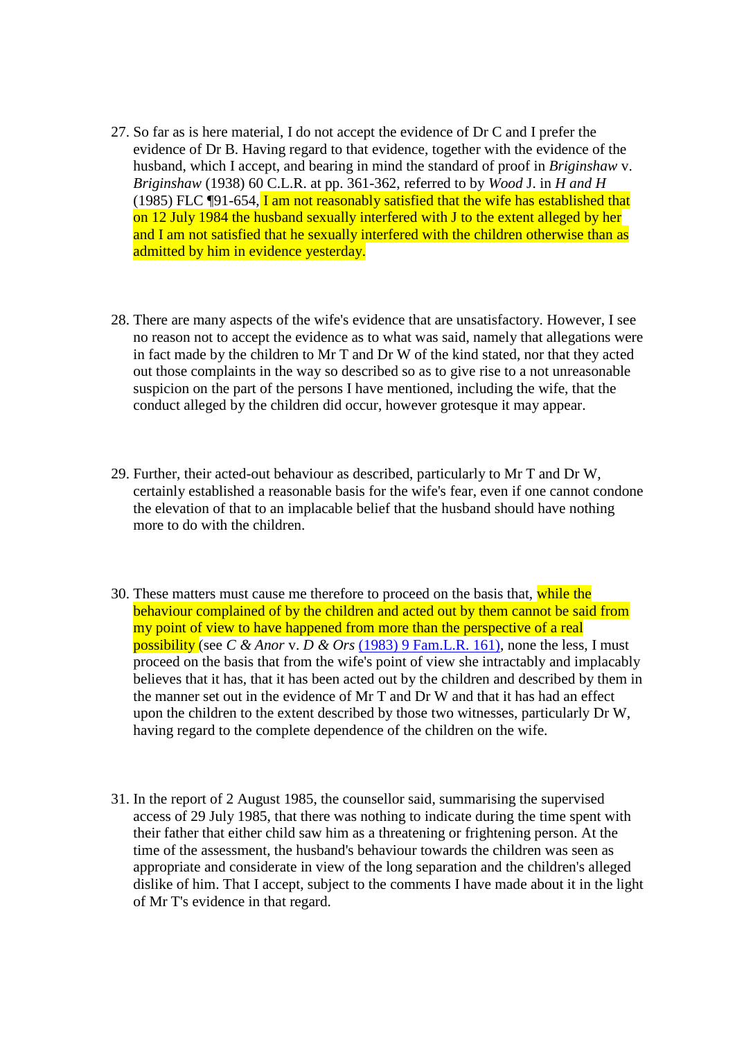27. So far as is here material, I do not accept the evidence of Dr C and I prefer the evidence of Dr B. Having regard to that evidence, together with the evidence of the husband, which I accept, and bearing in mind the standard of proof in *Briginshaw* v. *Briginshaw* (1938) 60 C.L.R. at pp. 361-362, referred to by *Wood* J. in *H and H* (1985) FLC ¶91-654, I am not reasonably satisfied that the wife has established that on 12 July 1984 the husband sexually interfered with J to the extent alleged by her and I am not satisfied that he sexually interfered with the children otherwise than as admitted by him in evidence yesterday.

28. There are many aspects of the wife's evidence that are unsatisfactory. However, I see no reason not to accept the evidence as to what was said, namely that allegations were in fact made by the children to Mr T and Dr W of the kind stated, nor that they acted out those complaints in the way so described so as to give rise to a not unreasonable suspicion on the part of the persons I have mentioned, including the wife, that the conduct alleged by the children did occur, however grotesque it may appear.

29. Further, their acted-out behaviour as described, particularly to Mr T and Dr W, certainly established a reasonable basis for the wife's fear, even if one cannot condone the elevation of that to an implacable belief that the husband should have nothing more to do with the children.

30. These matters must cause me therefore to proceed on the basis that, while the behaviour complained of by the children and acted out by them cannot be said from my point of view to have happened from more than the perspective of a real possibility (see *C & Anor* v. *D & Ors* (1983) 9 Fam.L.R. 161), none the less, I must proceed on the basis that from the wife's point of view she intractably and implacably believes that it has, that it has been acted out by the children and described by them in the manner set out in the evidence of Mr T and Dr W and that it has had an effect upon the children to the extent described by those two witnesses, particularly Dr W, having regard to the complete dependence of the children on the wife.

31. In the report of 2 August 1985, the counsellor said, summarising the supervised access of 29 July 1985, that there was nothing to indicate during the time spent with their father that either child saw him as a threatening or frightening person. At the time of the assessment, the husband's behaviour towards the children was seen as appropriate and considerate in view of the long separation and the children's alleged dislike of him. That I accept, subject to the comments I have made about it in the light of Mr T's evidence in that regard.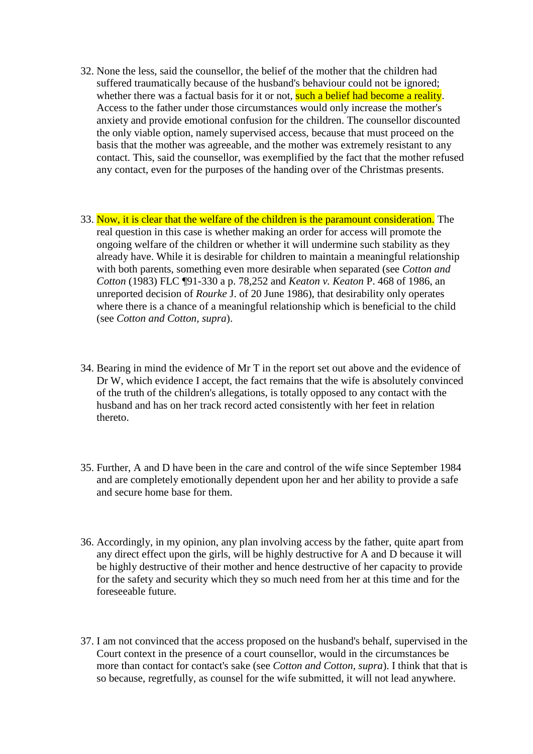32. None the less, said the counsellor, the belief of the mother that the children had suffered traumatically because of the husband's behaviour could not be ignored; whether there was a factual basis for it or not, such a belief had become a reality. Access to the father under those circumstances would only increase the mother's anxiety and provide emotional confusion for the children. The counsellor discounted the only viable option, namely supervised access, because that must proceed on the basis that the mother was agreeable, and the mother was extremely resistant to any contact. This, said the counsellor, was exemplified by the fact that the mother refused any contact, even for the purposes of the handing over of the Christmas presents.

33. Now, it is clear that the welfare of the children is the paramount consideration. The real question in this case is whether making an order for access will promote the ongoing welfare of the children or whether it will undermine such stability as they already have. While it is desirable for children to maintain a meaningful relationship with both parents, something even more desirable when separated (see *Cotton and Cotton* (1983) FLC ¶91-330 a p. 78,252 and *Keaton v. Keaton* P. 468 of 1986, an unreported decision of *Rourke* J. of 20 June 1986), that desirability only operates where there is a chance of a meaningful relationship which is beneficial to the child (see *Cotton and Cotton, supra*).

34. Bearing in mind the evidence of Mr T in the report set out above and the evidence of Dr W, which evidence I accept, the fact remains that the wife is absolutely convinced of the truth of the children's allegations, is totally opposed to any contact with the husband and has on her track record acted consistently with her feet in relation thereto.

35. Further, A and D have been in the care and control of the wife since September 1984 and are completely emotionally dependent upon her and her ability to provide a safe and secure home base for them.

36. Accordingly, in my opinion, any plan involving access by the father, quite apart from any direct effect upon the girls, will be highly destructive for A and D because it will be highly destructive of their mother and hence destructive of her capacity to provide for the safety and security which they so much need from her at this time and for the foreseeable future.

37. I am not convinced that the access proposed on the husband's behalf, supervised in the Court context in the presence of a court counsellor, would in the circumstances be more than contact for contact's sake (see *Cotton and Cotton, supra*). I think that that is so because, regretfully, as counsel for the wife submitted, it will not lead anywhere.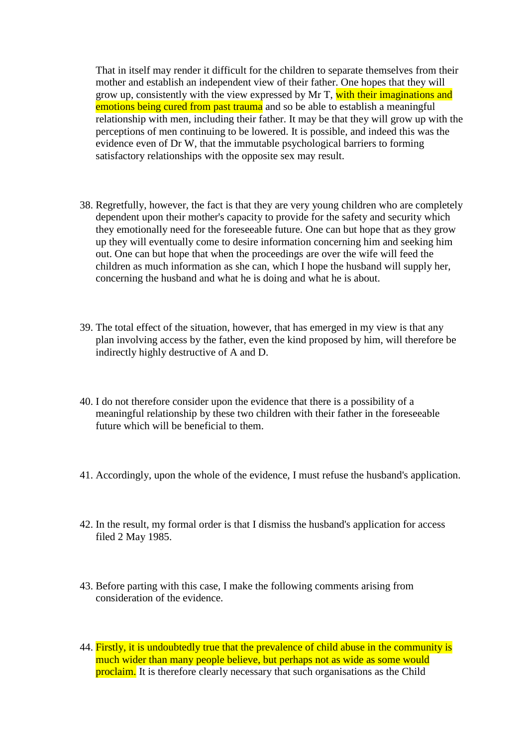That in itself may render it difficult for the children to separate themselves from their mother and establish an independent view of their father. One hopes that they will grow up, consistently with the view expressed by Mr T, with their imaginations and emotions being cured from past trauma and so be able to establish a meaningful relationship with men, including their father. It may be that they will grow up with the perceptions of men continuing to be lowered. It is possible, and indeed this was the evidence even of Dr W, that the immutable psychological barriers to forming satisfactory relationships with the opposite sex may result.

38. Regretfully, however, the fact is that they are very young children who are completely dependent upon their mother's capacity to provide for the safety and security which they emotionally need for the foreseeable future. One can but hope that as they grow up they will eventually come to desire information concerning him and seeking him out. One can but hope that when the proceedings are over the wife will feed the children as much information as she can, which I hope the husband will supply her, concerning the husband and what he is doing and what he is about.

39. The total effect of the situation, however, that has emerged in my view is that any plan involving access by the father, even the kind proposed by him, will therefore be indirectly highly destructive of A and D.

40. I do not therefore consider upon the evidence that there is a possibility of a meaningful relationship by these two children with their father in the foreseeable future which will be beneficial to them.

41. Accordingly, upon the whole of the evidence, I must refuse the husband's application.

42. In the result, my formal order is that I dismiss the husband's application for access filed 2 May 1985.

43. Before parting with this case, I make the following comments arising from consideration of the evidence.

44. Firstly, it is undoubtedly true that the prevalence of child abuse in the community is much wider than many people believe, but perhaps not as wide as some would proclaim. It is therefore clearly necessary that such organisations as the Child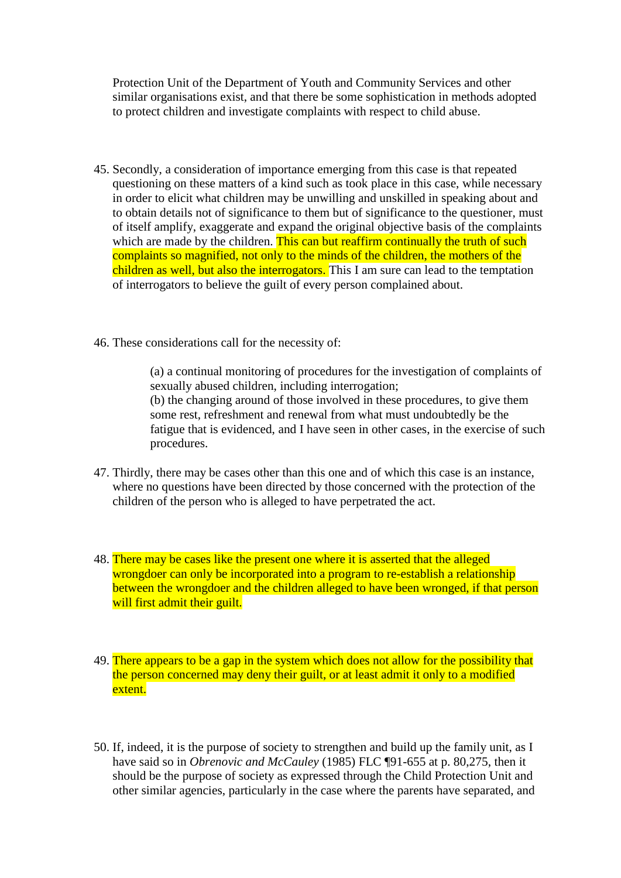Protection Unit of the Department of Youth and Community Services and other similar organisations exist, and that there be some sophistication in methods adopted to protect children and investigate complaints with respect to child abuse.

45. Secondly, a consideration of importance emerging from this case is that repeated questioning on these matters of a kind such as took place in this case, while necessary in order to elicit what children may be unwilling and unskilled in speaking about and to obtain details not of significance to them but of significance to the questioner, must of itself amplify, exaggerate and expand the original objective basis of the complaints which are made by the children. This can but reaffirm continually the truth of such complaints so magnified, not only to the minds of the children, the mothers of the children as well, but also the interrogators. This I am sure can lead to the temptation of interrogators to believe the guilt of every person complained about.

46. These considerations call for the necessity of:

    (a) a continual monitoring of procedures for the investigation of complaints of sexually abused children, including interrogation;
    (b) the changing around of those involved in these procedures, to give them some rest, refreshment and renewal from what must undoubtedly be the fatigue that is evidenced, and I have seen in other cases, in the exercise of such procedures.

47. Thirdly, there may be cases other than this one and of which this case is an instance, where no questions have been directed by those concerned with the protection of the children of the person who is alleged to have perpetrated the act.

48. There may be cases like the present one where it is asserted that the alleged wrongdoer can only be incorporated into a program to re-establish a relationship between the wrongdoer and the children alleged to have been wronged, if that person will first admit their guilt.

49. There appears to be a gap in the system which does not allow for the possibility that the person concerned may deny their guilt, or at least admit it only to a modified extent.

50. If, indeed, it is the purpose of society to strengthen and build up the family unit, as I have said so in *Obrenovic and McCauley* (1985) FLC ¶91-655 at p. 80,275, then it should be the purpose of society as expressed through the Child Protection Unit and other similar agencies, particularly in the case where the parents have separated, and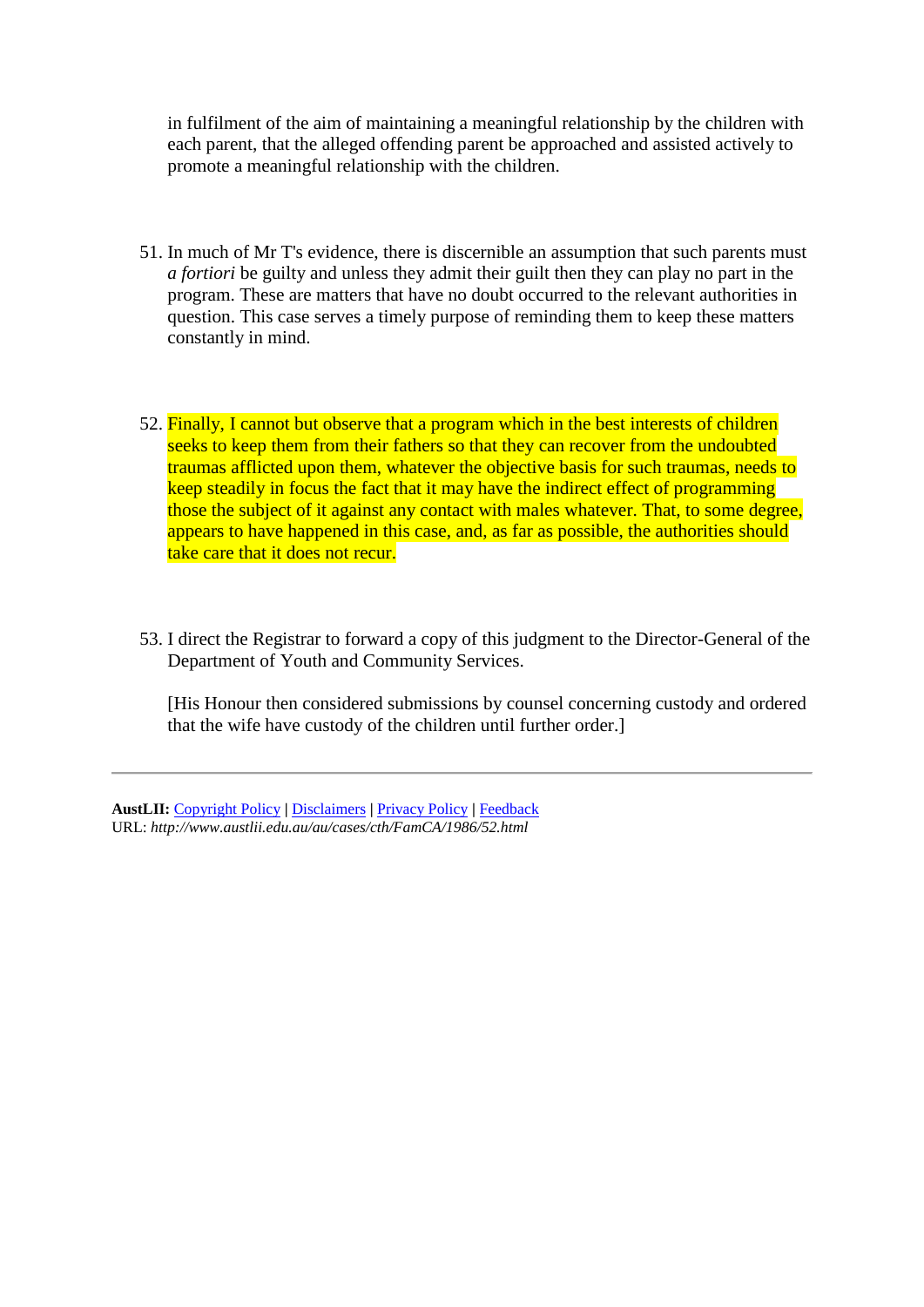in fulfilment of the aim of maintaining a meaningful relationship by the children with each parent, that the alleged offending parent be approached and assisted actively to promote a meaningful relationship with the children.

51. In much of Mr T's evidence, there is discernible an assumption that such parents must *a fortiori* be guilty and unless they admit their guilt then they can play no part in the program. These are matters that have no doubt occurred to the relevant authorities in question. This case serves a timely purpose of reminding them to keep these matters constantly in mind.

52. Finally, I cannot but observe that a program which in the best interests of children seeks to keep them from their fathers so that they can recover from the undoubted traumas afflicted upon them, whatever the objective basis for such traumas, needs to keep steadily in focus the fact that it may have the indirect effect of programming those the subject of it against any contact with males whatever. That, to some degree, appears to have happened in this case, and, as far as possible, the authorities should take care that it does not recur.

53. I direct the Registrar to forward a copy of this judgment to the Director-General of the Department of Youth and Community Services.

    [His Honour then considered submissions by counsel concerning custody and ordered that the wife have custody of the children until further order.]

---

**AustLII:** Copyright Policy | Disclaimers | Privacy Policy | Feedback
URL: *http://www.austlii.edu.au/au/cases/cth/FamCA/1986/52.html*